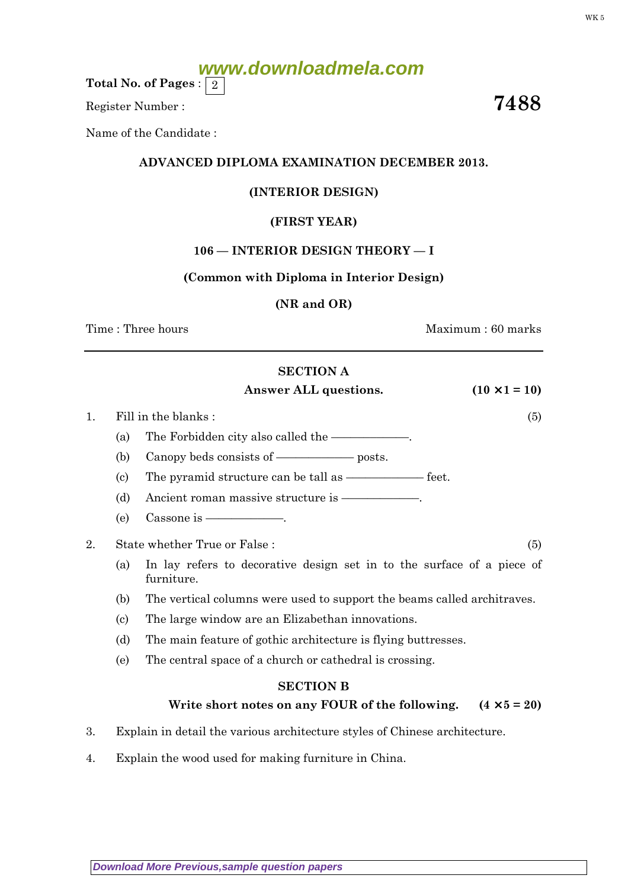Total No. of Pages : 2

Register Number :

# 7488

Name of the Candidate :

## ADVANCED DIPLOMA EXAMINATION DECEMBER 2013.

## (INTERIOR DESIGN)

## (FIRST YEAR)

## 106 — INTERIOR DESIGN THEORY — I

**(Common with Diploma in Interior Design)**

**(NR and OR)**

Time : Three hours　　　　　　　　　　　　　　　　　　Maximum : 60 marks

---

## SECTION A

**Answer ALL questions.**　　　　　　　　　　**(10 × 1 = 10)**

1. Fill in the blanks :　　　　　　　　　　　　　　　　　　(5)

   (a) The Forbidden city also called the ————.

   (b) Canopy beds consists of ———— posts.

   (c) The pyramid structure can be tall as ———— feet.

   (d) Ancient roman massive structure is ————.

   (e) Cassone is ————.

2. State whether True or False :　　　　　　　　　　　　　　(5)

   (a) In lay refers to decorative design set in to the surface of a piece of furniture.

   (b) The vertical columns were used to support the beams called architraves.

   (c) The large window are an Elizabethan innovations.

   (d) The main feature of gothic architecture is flying buttresses.

   (e) The central space of a church or cathedral is crossing.

## SECTION B

**Write short notes on any FOUR of the following.**　　**(4 × 5 = 20)**

3. Explain in detail the various architecture styles of Chinese architecture.

4. Explain the wood used for making furniture in China.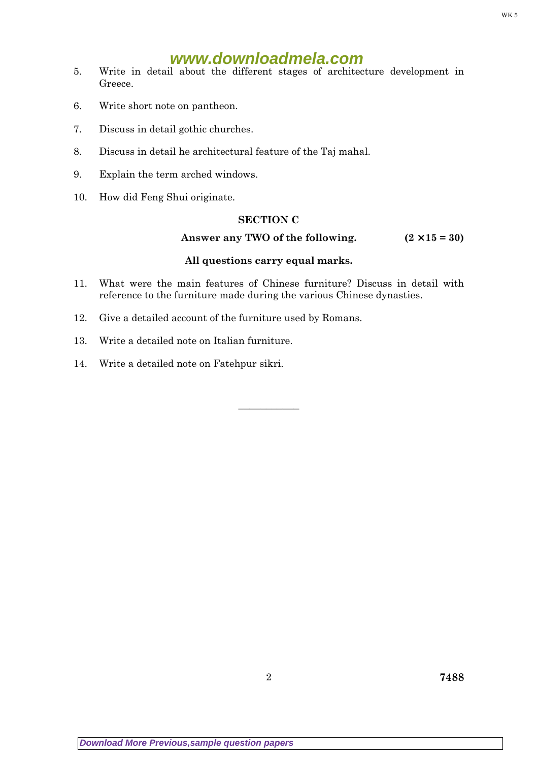5. Write in detail about the different stages of architecture development in Greece.

6. Write short note on pantheon.

7. Discuss in detail gothic churches.

8. Discuss in detail he architectural feature of the Taj mahal.

9. Explain the term arched windows.

10. How did Feng Shui originate.

## SECTION C

**Answer any TWO of the following.** **(2 × 15 = 30)**

**All questions carry equal marks.**

11. What were the main features of Chinese furniture? Discuss in detail with reference to the furniture made during the various Chinese dynasties.

12. Give a detailed account of the furniture used by Romans.

13. Write a detailed note on Italian furniture.

14. Write a detailed note on Fatehpur sikri.

———————